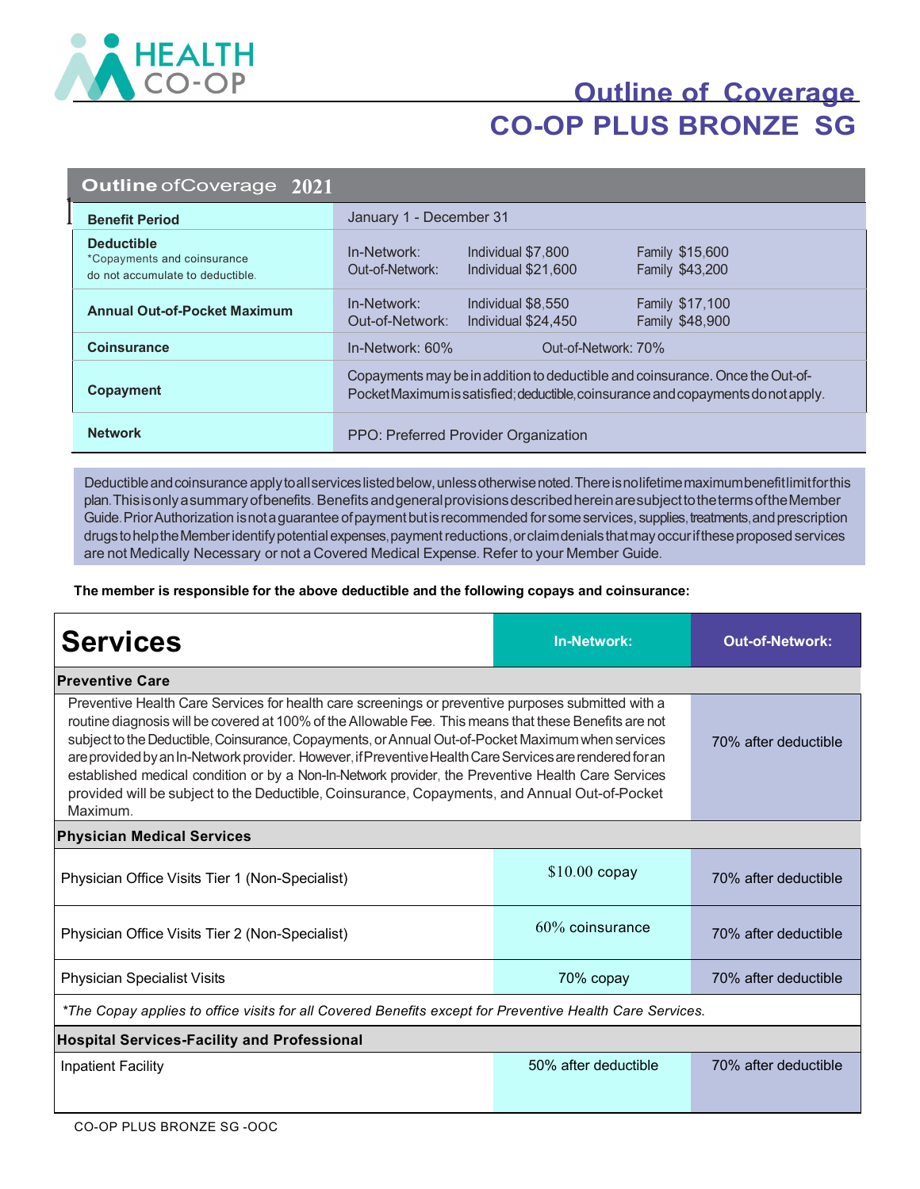HEALTH CO-OP

# Outline of Coverage
# CO-OP PLUS BRONZE SG

| Outline of Coverage 2021 | | | |
|---|---|---|---|
| **Benefit Period** | January 1 - December 31 | | |
| **Deductible** *Copayments and coinsurance do not accumulate to deductible. | In-Network: Out-of-Network: | Individual $7,800 Individual $21,600 | Family $15,600 Family $43,200 |
| **Annual Out-of-Pocket Maximum** | In-Network: Out-of-Network: | Individual $8,550 Individual $24,450 | Family $17,100 Family $48,900 |
| **Coinsurance** | In-Network: 60% | Out-of-Network: 70% | |
| **Copayment** | Copayments may be in addition to deductible and coinsurance. Once the Out-of-Pocket Maximum is satisfied; deductible, coinsurance and copayments do not apply. | | |
| **Network** | PPO: Preferred Provider Organization | | |

Deductible and coinsurance apply to all services listed below, unless otherwise noted. There is no lifetime maximum benefit limit for this plan. This is only a summary of benefits. Benefits and general provisions described herein are subject to the terms of the Member Guide. Prior Authorization is not a guarantee of payment but is recommended for some services, supplies, treatments, and prescription drugs to help the Member identify potential expenses, payment reductions, or claim denials that may occur if these proposed services are not Medically Necessary or not a Covered Medical Expense. Refer to your Member Guide.

**The member is responsible for the above deductible and the following copays and coinsurance:**

| Services | In-Network: | Out-of-Network: |
|---|---|---|
| **Preventive Care** | | |
| Preventive Health Care Services for health care screenings or preventive purposes submitted with a routine diagnosis will be covered at 100% of the Allowable Fee. This means that these Benefits are not subject to the Deductible, Coinsurance, Copayments, or Annual Out-of-Pocket Maximum when services are provided by an In-Network provider. However, if Preventive Health Care Services are rendered for an established medical condition or by a Non-In-Network provider, the Preventive Health Care Services provided will be subject to the Deductible, Coinsurance, Copayments, and Annual Out-of-Pocket Maximum. | | 70% after deductible |
| **Physician Medical Services** | | |
| Physician Office Visits Tier 1 (Non-Specialist) | $10.00 copay | 70% after deductible |
| Physician Office Visits Tier 2 (Non-Specialist) | 60% coinsurance | 70% after deductible |
| Physician Specialist Visits | 70% copay | 70% after deductible |
| *\*The Copay applies to office visits for all Covered Benefits except for Preventive Health Care Services.* | | |
| **Hospital Services-Facility and Professional** | | |
| Inpatient Facility | 50% after deductible | 70% after deductible |

CO-OP PLUS BRONZE SG -OOC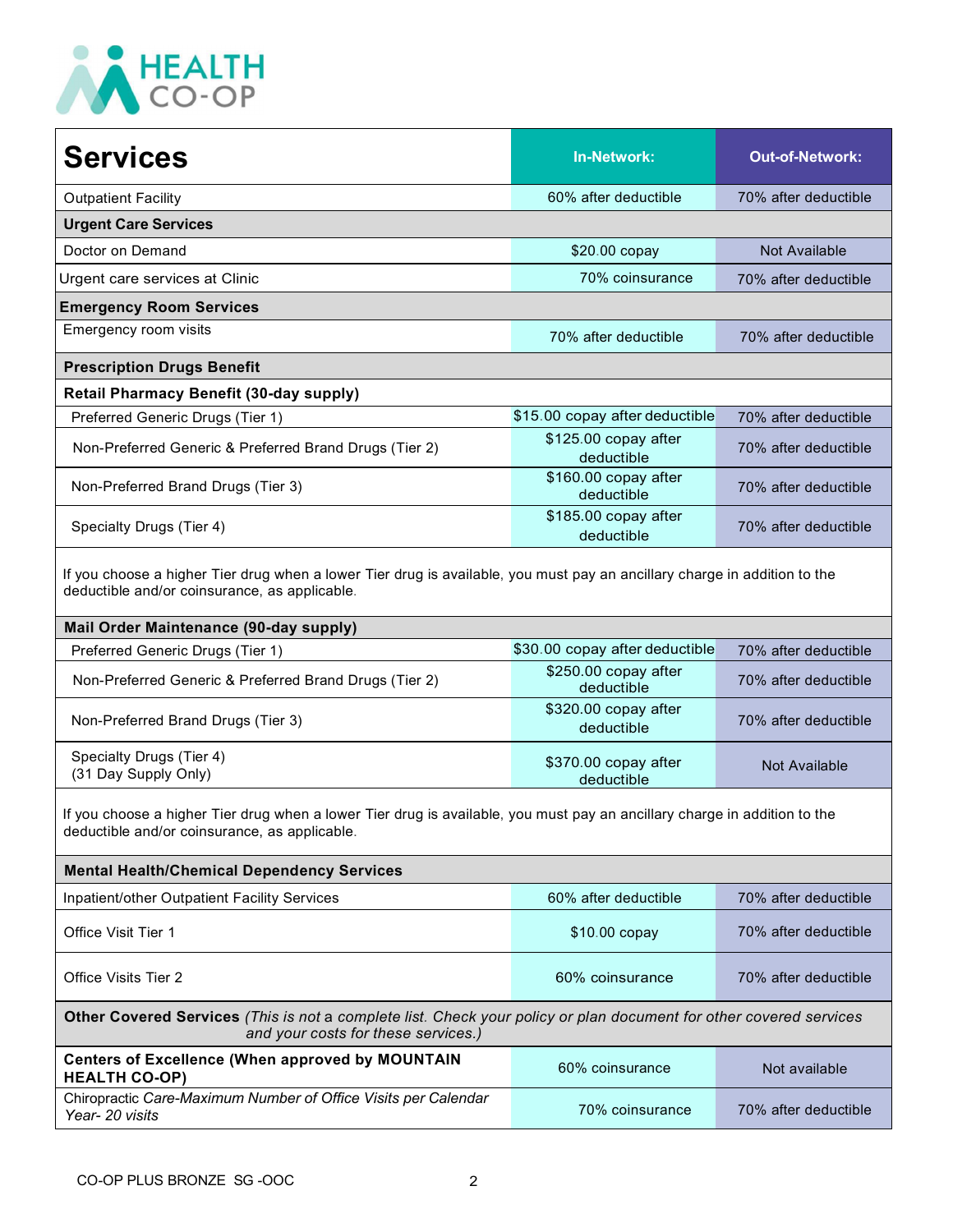| Services | In-Network: | Out-of-Network: |
| --- | --- | --- |
| Outpatient Facility | 60% after deductible | 70% after deductible |
| **Urgent Care Services** | | |
| Doctor on Demand | $20.00 copay | Not Available |
| Urgent care services at Clinic | 70% coinsurance | 70% after deductible |
| **Emergency Room Services** | | |
| Emergency room visits | 70% after deductible | 70% after deductible |
| **Prescription Drugs Benefit** | | |
| **Retail Pharmacy Benefit (30-day supply)** | | |
| Preferred Generic Drugs (Tier 1) | $15.00 copay after deductible | 70% after deductible |
| Non-Preferred Generic & Preferred Brand Drugs (Tier 2) | $125.00 copay after deductible | 70% after deductible |
| Non-Preferred Brand Drugs (Tier 3) | $160.00 copay after deductible | 70% after deductible |
| Specialty Drugs (Tier 4) | $185.00 copay after deductible | 70% after deductible |
| If you choose a higher Tier drug when a lower Tier drug is available, you must pay an ancillary charge in addition to the deductible and/or coinsurance, as applicable. | | |
| **Mail Order Maintenance (90-day supply)** | | |
| Preferred Generic Drugs (Tier 1) | $30.00 copay after deductible | 70% after deductible |
| Non-Preferred Generic & Preferred Brand Drugs (Tier 2) | $250.00 copay after deductible | 70% after deductible |
| Non-Preferred Brand Drugs (Tier 3) | $320.00 copay after deductible | 70% after deductible |
| Specialty Drugs (Tier 4) (31 Day Supply Only) | $370.00 copay after deductible | Not Available |
| If you choose a higher Tier drug when a lower Tier drug is available, you must pay an ancillary charge in addition to the deductible and/or coinsurance, as applicable. | | |
| **Mental Health/Chemical Dependency Services** | | |
| Inpatient/other Outpatient Facility Services | 60% after deductible | 70% after deductible |
| Office Visit Tier 1 | $10.00 copay | 70% after deductible |
| Office Visits Tier 2 | 60% coinsurance | 70% after deductible |
| **Other Covered Services** *(This is not a complete list. Check your policy or plan document for other covered services and your costs for these services.)* | | |
| **Centers of Excellence (When approved by MOUNTAIN HEALTH CO-OP)** | 60% coinsurance | Not available |
| Chiropractic *Care-Maximum Number of Office Visits per Calendar Year- 20 visits* | 70% coinsurance | 70% after deductible |

CO-OP PLUS BRONZE SG -OOC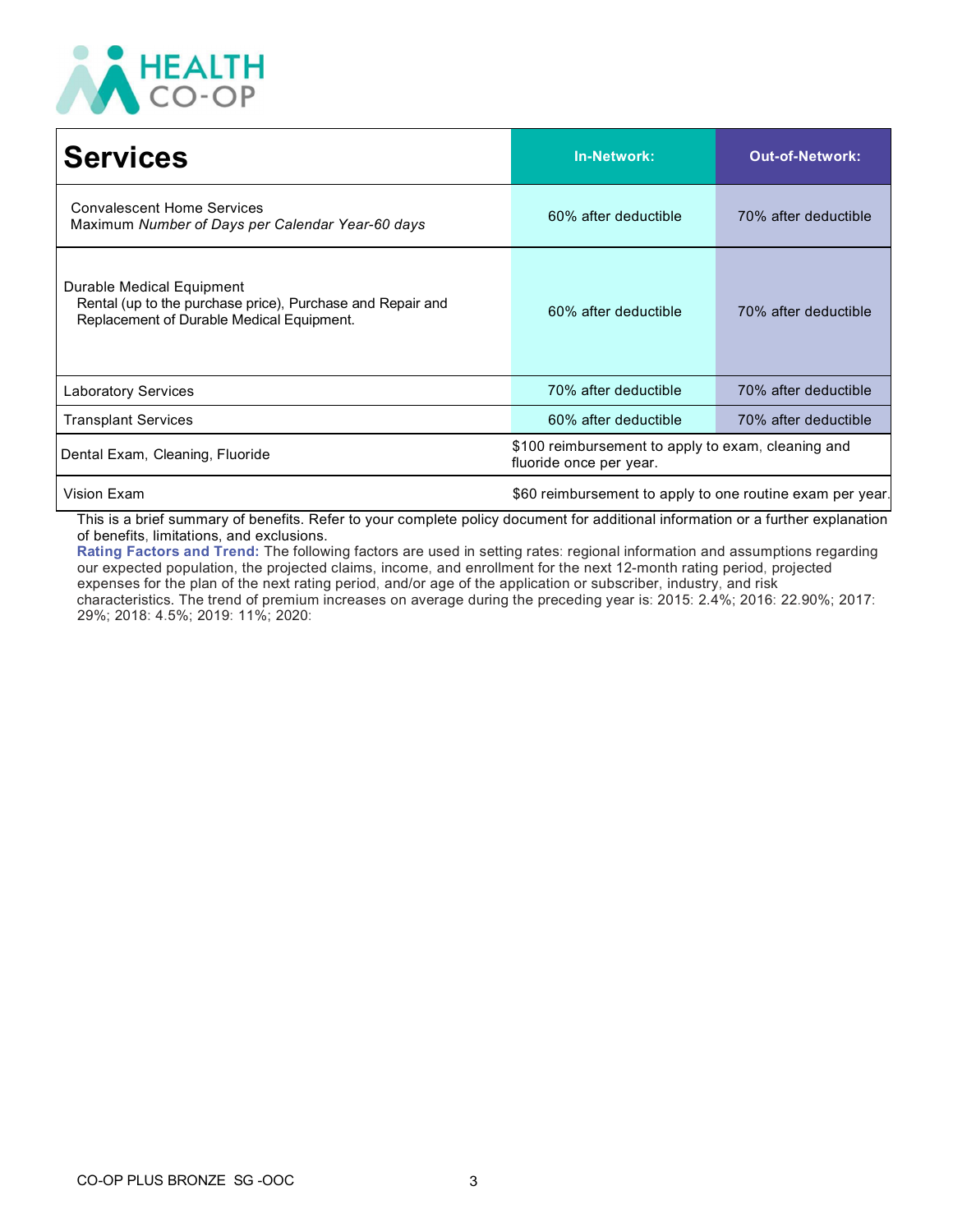| Services | In-Network: | Out-of-Network: |
|---|---|---|
| Convalescent Home Services<br>Maximum *Number of Days per Calendar Year-60 days* | 60% after deductible | 70% after deductible |
| Durable Medical Equipment<br>Rental (up to the purchase price), Purchase and Repair and Replacement of Durable Medical Equipment. | 60% after deductible | 70% after deductible |
| Laboratory Services | 70% after deductible | 70% after deductible |
| Transplant Services | 60% after deductible | 70% after deductible |
| Dental Exam, Cleaning, Fluoride | $100 reimbursement to apply to exam, cleaning and fluoride once per year. | |
| Vision Exam | $60 reimbursement to apply to one routine exam per year. | |

This is a brief summary of benefits. Refer to your complete policy document for additional information or a further explanation of benefits, limitations, and exclusions.

**Rating Factors and Trend:** The following factors are used in setting rates: regional information and assumptions regarding our expected population, the projected claims, income, and enrollment for the next 12-month rating period, projected expenses for the plan of the next rating period, and/or age of the application or subscriber, industry, and risk characteristics. The trend of premium increases on average during the preceding year is: 2015: 2.4%; 2016: 22.90%; 2017: 29%; 2018: 4.5%; 2019: 11%; 2020:

CO-OP PLUS BRONZE SG -OOC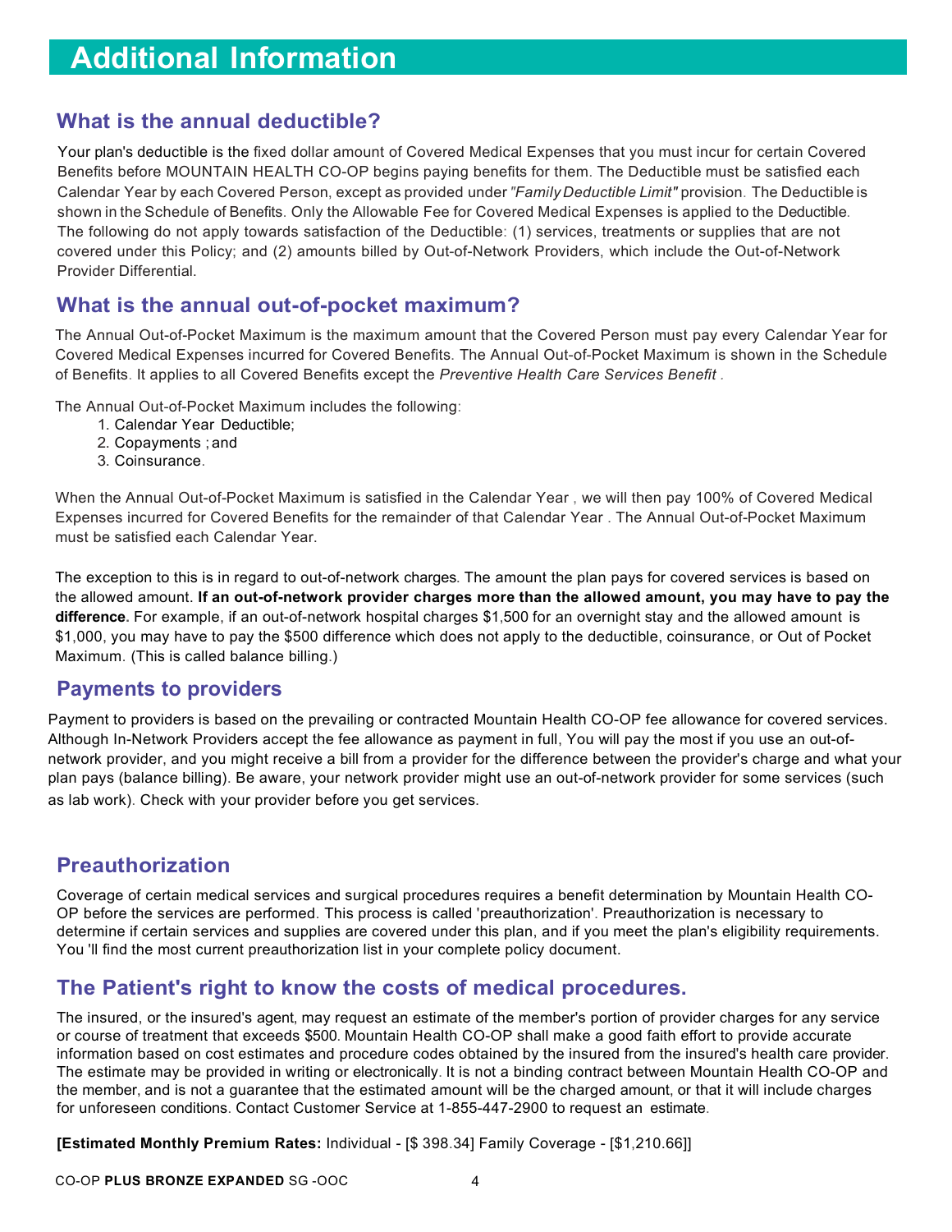# Additional Information

## What is the annual deductible?

Your plan's deductible is the fixed dollar amount of Covered Medical Expenses that you must incur for certain Covered Benefits before MOUNTAIN HEALTH CO-OP begins paying benefits for them. The Deductible must be satisfied each Calendar Year by each Covered Person, except as provided under *"Family Deductible Limit"* provision. The Deductible is shown in the Schedule of Benefits. Only the Allowable Fee for Covered Medical Expenses is applied to the Deductible. The following do not apply towards satisfaction of the Deductible: (1) services, treatments or supplies that are not covered under this Policy; and (2) amounts billed by Out-of-Network Providers, which include the Out-of-Network Provider Differential.

## What is the annual out-of-pocket maximum?

The Annual Out-of-Pocket Maximum is the maximum amount that the Covered Person must pay every Calendar Year for Covered Medical Expenses incurred for Covered Benefits. The Annual Out-of-Pocket Maximum is shown in the Schedule of Benefits. It applies to all Covered Benefits except the *Preventive Health Care Services Benefit* .

The Annual Out-of-Pocket Maximum includes the following:

1. Calendar Year Deductible;
2. Copayments ; and
3. Coinsurance.

When the Annual Out-of-Pocket Maximum is satisfied in the Calendar Year , we will then pay 100% of Covered Medical Expenses incurred for Covered Benefits for the remainder of that Calendar Year . The Annual Out-of-Pocket Maximum must be satisfied each Calendar Year.

The exception to this is in regard to out-of-network charges. The amount the plan pays for covered services is based on the allowed amount. **If an out-of-network provider charges more than the allowed amount, you may have to pay the difference.** For example, if an out-of-network hospital charges $1,500 for an overnight stay and the allowed amount is $1,000, you may have to pay the $500 difference which does not apply to the deductible, coinsurance, or Out of Pocket Maximum. (This is called balance billing.)

## Payments to providers

Payment to providers is based on the prevailing or contracted Mountain Health CO-OP fee allowance for covered services. Although In-Network Providers accept the fee allowance as payment in full, You will pay the most if you use an out-of-network provider, and you might receive a bill from a provider for the difference between the provider's charge and what your plan pays (balance billing). Be aware, your network provider might use an out-of-network provider for some services (such as lab work). Check with your provider before you get services.

## Preauthorization

Coverage of certain medical services and surgical procedures requires a benefit determination by Mountain Health CO-OP before the services are performed. This process is called 'preauthorization'. Preauthorization is necessary to determine if certain services and supplies are covered under this plan, and if you meet the plan's eligibility requirements. You 'll find the most current preauthorization list in your complete policy document.

## The Patient's right to know the costs of medical procedures.

The insured, or the insured's agent, may request an estimate of the member's portion of provider charges for any service or course of treatment that exceeds $500. Mountain Health CO-OP shall make a good faith effort to provide accurate information based on cost estimates and procedure codes obtained by the insured from the insured's health care provider. The estimate may be provided in writing or electronically. It is not a binding contract between Mountain Health CO-OP and the member, and is not a guarantee that the estimated amount will be the charged amount, or that it will include charges for unforeseen conditions. Contact Customer Service at 1-855-447-2900 to request an estimate.

**[Estimated Monthly Premium Rates:** Individual - [$ 398.34] Family Coverage - [$1,210.66]]

CO-OP **PLUS BRONZE EXPANDED** SG -OOC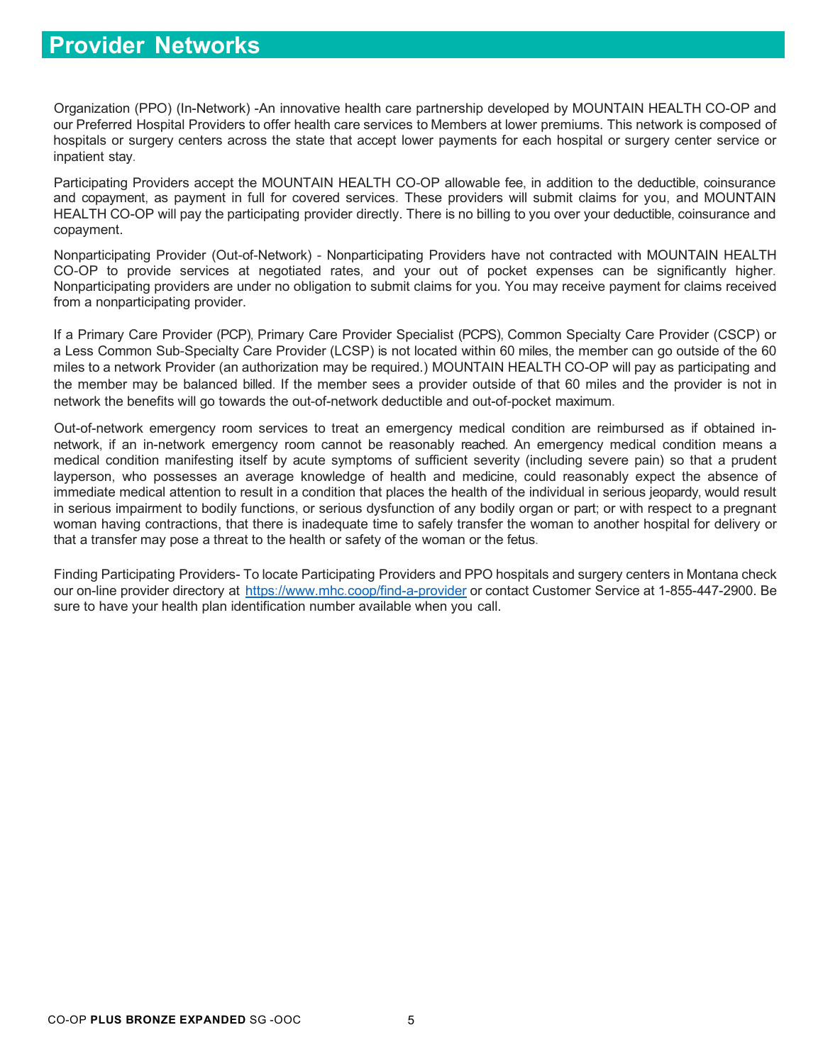# Provider Networks

Organization (PPO) (In-Network) -An innovative health care partnership developed by MOUNTAIN HEALTH CO-OP and our Preferred Hospital Providers to offer health care services to Members at lower premiums. This network is composed of hospitals or surgery centers across the state that accept lower payments for each hospital or surgery center service or inpatient stay.

Participating Providers accept the MOUNTAIN HEALTH CO-OP allowable fee, in addition to the deductible, coinsurance and copayment, as payment in full for covered services. These providers will submit claims for you, and MOUNTAIN HEALTH CO-OP will pay the participating provider directly. There is no billing to you over your deductible, coinsurance and copayment.

Nonparticipating Provider (Out-of-Network) - Nonparticipating Providers have not contracted with MOUNTAIN HEALTH CO-OP to provide services at negotiated rates, and your out of pocket expenses can be significantly higher. Nonparticipating providers are under no obligation to submit claims for you. You may receive payment for claims received from a nonparticipating provider.

If a Primary Care Provider (PCP), Primary Care Provider Specialist (PCPS), Common Specialty Care Provider (CSCP) or a Less Common Sub-Specialty Care Provider (LCSP) is not located within 60 miles, the member can go outside of the 60 miles to a network Provider (an authorization may be required.) MOUNTAIN HEALTH CO-OP will pay as participating and the member may be balanced billed. If the member sees a provider outside of that 60 miles and the provider is not in network the benefits will go towards the out-of-network deductible and out-of-pocket maximum.

Out-of-network emergency room services to treat an emergency medical condition are reimbursed as if obtained in-network, if an in-network emergency room cannot be reasonably reached. An emergency medical condition means a medical condition manifesting itself by acute symptoms of sufficient severity (including severe pain) so that a prudent layperson, who possesses an average knowledge of health and medicine, could reasonably expect the absence of immediate medical attention to result in a condition that places the health of the individual in serious jeopardy, would result in serious impairment to bodily functions, or serious dysfunction of any bodily organ or part; or with respect to a pregnant woman having contractions, that there is inadequate time to safely transfer the woman to another hospital for delivery or that a transfer may pose a threat to the health or safety of the woman or the fetus.

Finding Participating Providers- To locate Participating Providers and PPO hospitals and surgery centers in Montana check our on-line provider directory at https://www.mhc.coop/find-a-provider or contact Customer Service at 1-855-447-2900. Be sure to have your health plan identification number available when you call.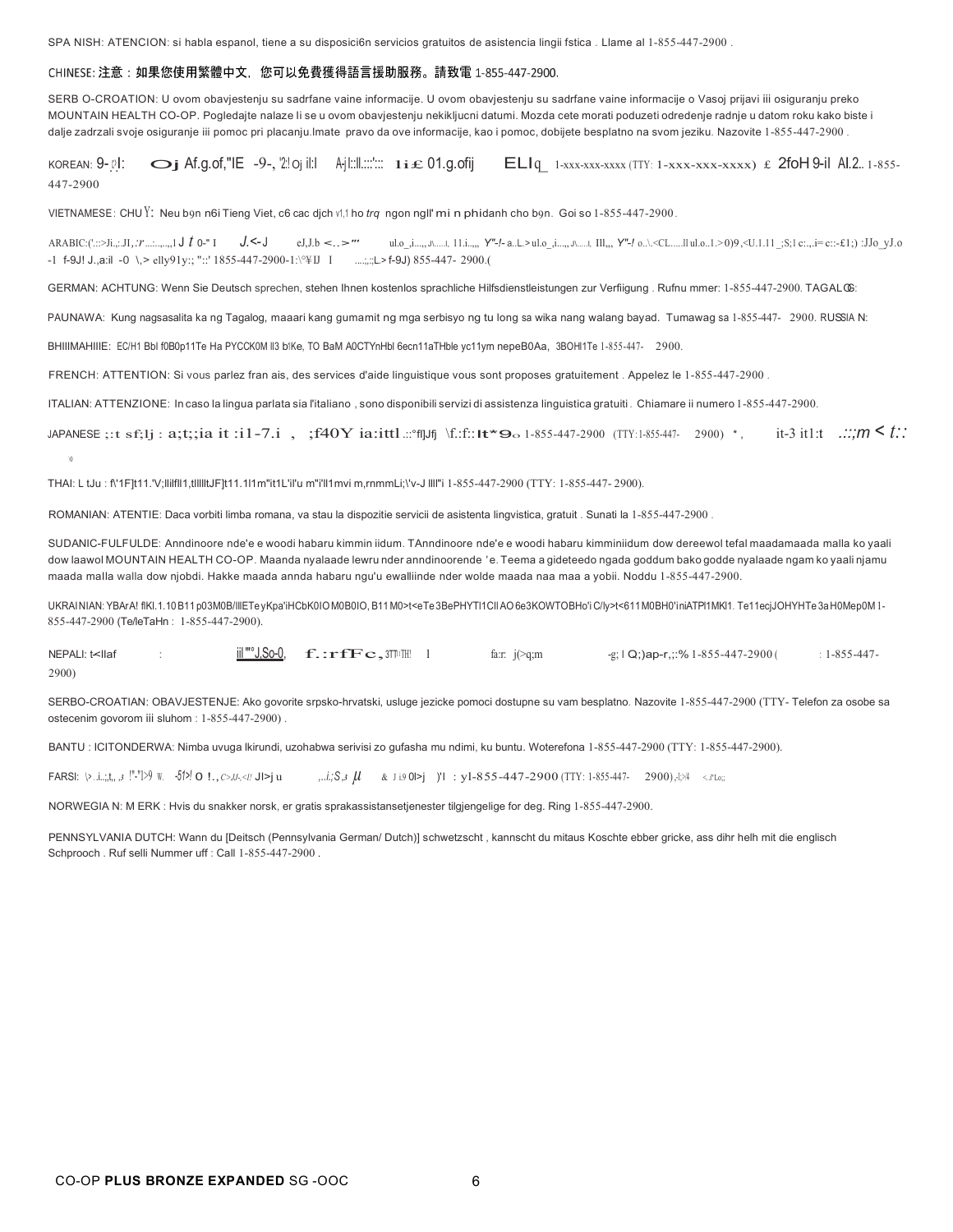SPA NISH: ATENCION: si habla espanol, tiene a su disposici6n servicios gratuitos de asistencia lingii fstica . Llame al 1-855-447-2900 .

CHINESE: 注意：如果您使用繁體中文，您可以免費獲得語言援助服務。請致電 1-855-447-2900.

SERB O-CROATION: U ovom obavjestenju su sadrfane vaine informacije. U ovom obavjestenju su sadrfane vaine informacije o Vasoj prijavi iii osiguranju preko MOUNTAIN HEALTH CO-OP. Pogledajte nalaze li se u ovom obavjestenju nekikljucni datumi. Mozda cete morati poduzeti odredenje radnje u datom roku kako biste i dalje zadrzali svoje osiguranje iii pomoc pri placanju.lmate pravo da ove informacije, kao i pomoc, dobijete besplatno na svom jeziku. Nazovite 1-855-447-2900 .

KOREAN: 9-:l: Oj Af.g.of,"lE -9-, '2:! Oj il:l A-jl::ll.:::'::: 1i£ 01.g.ofij ELIq_ 1-xxx-xxx-xxxx (TTY: 1-xxx-xxx-xxxx) £ 2foH 9-il Al.2.. 1-855-447-2900

VIETNAMESE: CHU Y: Neu b9n n6i Tieng Viet, c6 cac djch v1,1 ho trq ngon ngll' mi n phidanh cho b9n. Goi so 1-855-447-2900 .

ARABIC:('.::>Ji.,:.JI,:r ...:...,...,1 J t 0-" I J.<-J eJ,J.b <..>"' ul.o_,i...,,.J\.....t, 11.i..,,, Y"-!- a..L.> ul.o_,i...,,.J\.....t, Ill,,, Y"-! o..\.<CL.....ll ul.o..1.> 0)9,<U.1.11_;S;1 c:.,.i= c::-£1;) :JJo_yJ.o -1 f-9J! J.,a:il -0 \,> elly91y:; "::' 1855-447-2900-1:\°¥IJ I ....;,;;L.> f-9J) 855-447- 2900.(

GERMAN: ACHTUNG: Wenn Sie Deutsch sprechen, stehen Ihnen kostenlos sprachliche Hilfsdienstleistungen zur Verfiigung . Rufnu mmer: 1-855-447-2900. TAGALOG:

PAUNAWA: Kung nagsasalita ka ng Tagalog, maaari kang gumamit ng mga serbisyo ng tu long sa wika nang walang bayad. Tumawag sa 1-855-447- 2900. RUSSIA N:

BHIIIMAHIIIE: EC/H1 Bbl f0B0p11Te Ha PYCCK0M ll3 b!Ke, TO BaM A0CTYnHbl 6ecn11aTHble yc11ym nepeB0Aa, 3BOHl1Te 1-855-447- 2900.

FRENCH: ATTENTION: Si vous parlez fran ais, des services d'aide linguistique vous sont proposes gratuitement . Appelez le 1-855-447-2900 .

ITALIAN: ATTENZIONE: In caso la lingua parlata sia l'italiano , sono disponibili servizi di assistenza linguistica gratuiti . Chiamare ii numero 1-855-447-2900.

JAPANESE ;:t sf;lj : a;t;;ia it :i1-7.i , ;f40Y ia:ittl .::°fl]Jfj \f.:f:: It*9o 1-855-447-2900 (TTY:1-855-447- 2900) *, it-3 it1:t .::;m < t::

THAI: L tJu : f\'1F]t11.'V;lIilfll1,tllllltJF]t11.1l1m"it1L'il'u m"i'll1mvi m,rnmmLi;\'v-J llll"i 1-855-447-2900 (TTY: 1-855-447- 2900).

ROMANIAN: ATENTIE: Daca vorbiti limba romana, va stau la dispozitie servicii de asistenta lingvistica, gratuit . Sunati la 1-855-447-2900 .

SUDANIC-FULFULDE: Anndinoore nde'e e woodi habaru kimmin iidum. TAnndinoore nde'e e woodi habaru kimminiidum dow dereewol tefal maadamaada malla ko yaali dow laawol MOUNTAIN HEALTH CO-OP. Maanda nyalaade lewru nder anndinoorende 'e. Teema a gideteedo ngada goddum bako godde nyalaade ngam ko yaali njamu maada malla walla dow njobdi. Hakke maada annda habaru ngu'u ewalliinde nder wolde maada naa maa a yobii. Noddu 1-855-447-2900.

UKRAINIAN: YBArA! flKl.1.10 B11 p03M0B/IllETe yKpa'iHCbK0IO M0B0IO, B11 M0>t<eTe 3BePHYTl1Cll AO 6e3KOWTOBHo'i C/ly>t<611 M0BH0'iniATPl1MKl1. Te11ecjJOHYHTe 3a H0Mep0M 1-855-447-2900 (Te/leTaHn : 1-855-447-2900).

NEPALI: t<llaf : iil""°J,So-0, f.:rfFc, 3TT!TH! l fa:r: j(>q;m -g; I Q;)ap-r,;:% 1-855-447-2900 ( : 1-855-447-2900)

SERBO-CROATIAN: OBAVJESTENJE: Ako govorite srpsko-hrvatski, usluge jezicke pomoci dostupne su vam besplatno. Nazovite 1-855-447-2900 (TTY- Telefon za osobe sa ostecenim govorom iii sluhom : 1-855-447-2900) .

BANTU : ICITONDERWA: Nimba uvuga lkirundi, uzohabwa serivisi zo gufasha mu ndimi, ku buntu. Woterefona 1-855-447-2900 (TTY: 1-855-447-2900).

FARSI: \> ..i..:;t,, .J !"-"l>9 W. -5f>! O !., c>JJ-<l! Jl>j u ,..i.;S,J μ & J i.9 0l>j )'I : yl-855-447-2900 (TTY: 1-855-447- 2900) ,:l>4 <.J'Lo;;

NORWEGIA N: M ERK : Hvis du snakker norsk, er gratis sprakassistansetjenester tilgjengelige for deg. Ring 1-855-447-2900.

PENNSYLVANIA DUTCH: Wann du [Deitsch (Pennsylvania German/ Dutch)] schwetzscht , kannscht du mitaus Koschte ebber gricke, ass dihr helh mit die englisch Schprooch . Ruf selli Nummer uff : Call 1-855-447-2900 .